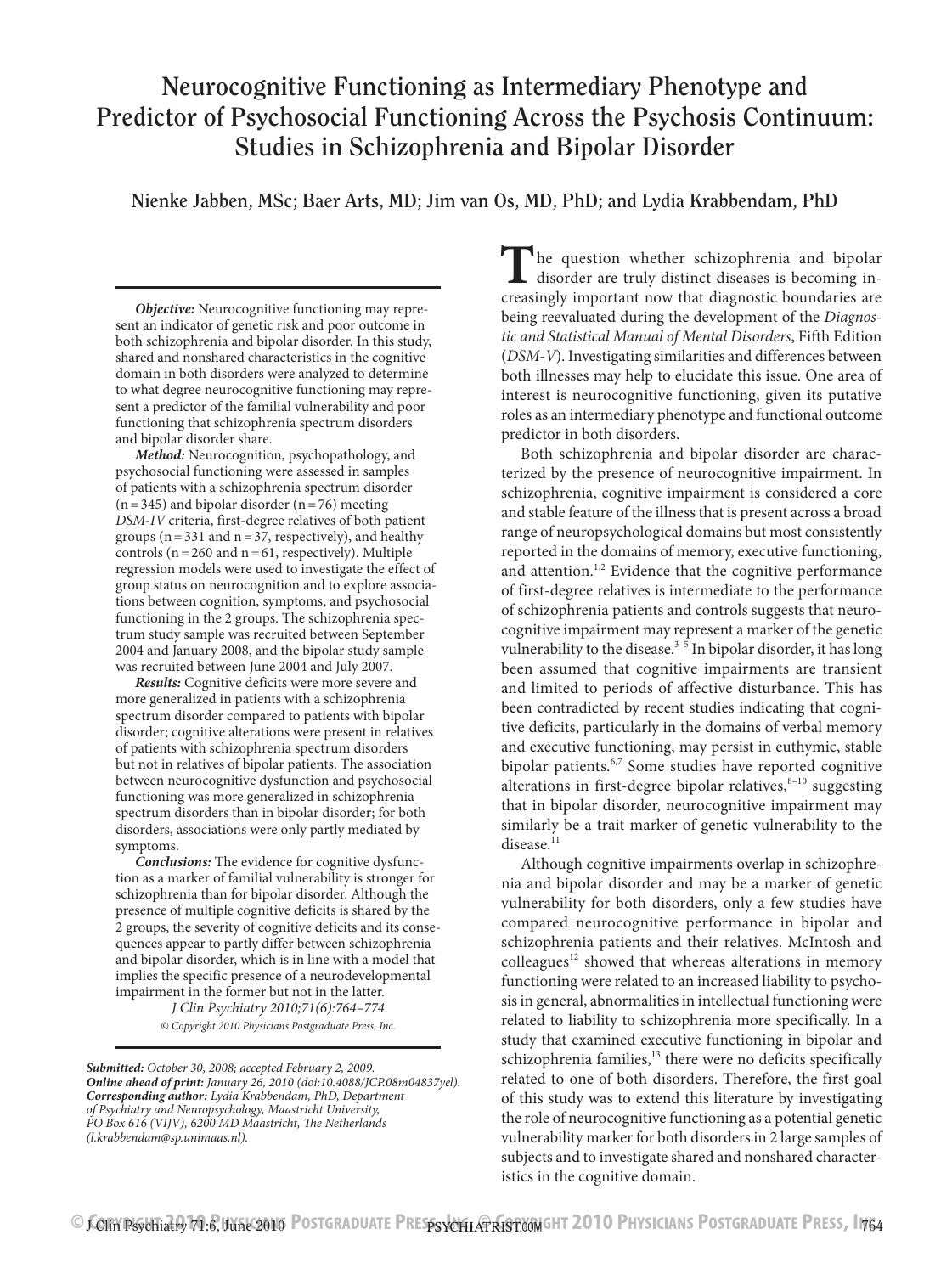# Neurocognitive Functioning as Intermediary Phenotype and Predictor of Psychosocial Functioning Across the Psychosis Continuum: Studies in Schizophrenia and Bipolar Disorder

**Nienke Jabben, MSc; Baer Arts, MD; Jim van Os, MD, PhD; and Lydia Krabbendam, PhD**

***Objective:*** Neurocognitive functioning may represent an indicator of genetic risk and poor outcome in both schizophrenia and bipolar disorder. In this study, shared and nonshared characteristics in the cognitive domain in both disorders were analyzed to determine to what degree neurocognitive functioning may represent a predictor of the familial vulnerability and poor functioning that schizophrenia spectrum disorders and bipolar disorder share.

***Method:*** Neurocognition, psychopathology, and psychosocial functioning were assessed in samples of patients with a schizophrenia spectrum disorder (n = 345) and bipolar disorder (n = 76) meeting *DSM-IV* criteria, first-degree relatives of both patient groups (n = 331 and n = 37, respectively), and healthy controls (n = 260 and n = 61, respectively). Multiple regression models were used to investigate the effect of group status on neurocognition and to explore associations between cognition, symptoms, and psychosocial functioning in the 2 groups. The schizophrenia spectrum study sample was recruited between September 2004 and January 2008, and the bipolar study sample was recruited between June 2004 and July 2007.

***Results:*** Cognitive deficits were more severe and more generalized in patients with a schizophrenia spectrum disorder compared to patients with bipolar disorder; cognitive alterations were present in relatives of patients with schizophrenia spectrum disorders but not in relatives of bipolar patients. The association between neurocognitive dysfunction and psychosocial functioning was more generalized in schizophrenia spectrum disorders than in bipolar disorder; for both disorders, associations were only partly mediated by symptoms.

***Conclusions:*** The evidence for cognitive dysfunction as a marker of familial vulnerability is stronger for schizophrenia than for bipolar disorder. Although the presence of multiple cognitive deficits is shared by the 2 groups, the severity of cognitive deficits and its consequences appear to partly differ between schizophrenia and bipolar disorder, which is in line with a model that implies the specific presence of a neurodevelopmental impairment in the former but not in the latter.

*J Clin Psychiatry 2010;71(6):764–774*

*© Copyright 2010 Physicians Postgraduate Press, Inc.*

***Submitted:*** *October 30, 2008; accepted February 2, 2009.*
***Online ahead of print:*** *January 26, 2010 (doi:10.4088/JCP.08m04837yel).*
***Corresponding author:*** *Lydia Krabbendam, PhD, Department of Psychiatry and Neuropsychology, Maastricht University, PO Box 616 (VIJV), 6200 MD Maastricht, The Netherlands (l.krabbendam@sp.unimaas.nl).*

The question whether schizophrenia and bipolar disorder are truly distinct diseases is becoming increasingly important now that diagnostic boundaries are being reevaluated during the development of the *Diagnostic and Statistical Manual of Mental Disorders*, Fifth Edition (*DSM-V*). Investigating similarities and differences between both illnesses may help to elucidate this issue. One area of interest is neurocognitive functioning, given its putative roles as an intermediary phenotype and functional outcome predictor in both disorders.

Both schizophrenia and bipolar disorder are characterized by the presence of neurocognitive impairment. In schizophrenia, cognitive impairment is considered a core and stable feature of the illness that is present across a broad range of neuropsychological domains but most consistently reported in the domains of memory, executive functioning, and attention.[1,2] Evidence that the cognitive performance of first-degree relatives is intermediate to the performance of schizophrenia patients and controls suggests that neurocognitive impairment may represent a marker of the genetic vulnerability to the disease.[3–5] In bipolar disorder, it has long been assumed that cognitive impairments are transient and limited to periods of affective disturbance. This has been contradicted by recent studies indicating that cognitive deficits, particularly in the domains of verbal memory and executive functioning, may persist in euthymic, stable bipolar patients.[6,7] Some studies have reported cognitive alterations in first-degree bipolar relatives,[8–10] suggesting that in bipolar disorder, neurocognitive impairment may similarly be a trait marker of genetic vulnerability to the disease.[11]

Although cognitive impairments overlap in schizophrenia and bipolar disorder and may be a marker of genetic vulnerability for both disorders, only a few studies have compared neurocognitive performance in bipolar and schizophrenia patients and their relatives. McIntosh and colleagues[12] showed that whereas alterations in memory functioning were related to an increased liability to psychosis in general, abnormalities in intellectual functioning were related to liability to schizophrenia more specifically. In a study that examined executive functioning in bipolar and schizophrenia families,[13] there were no deficits specifically related to one of both disorders. Therefore, the first goal of this study was to extend this literature by investigating the role of neurocognitive functioning as a potential genetic vulnerability marker for both disorders in 2 large samples of subjects and to investigate shared and nonshared characteristics in the cognitive domain.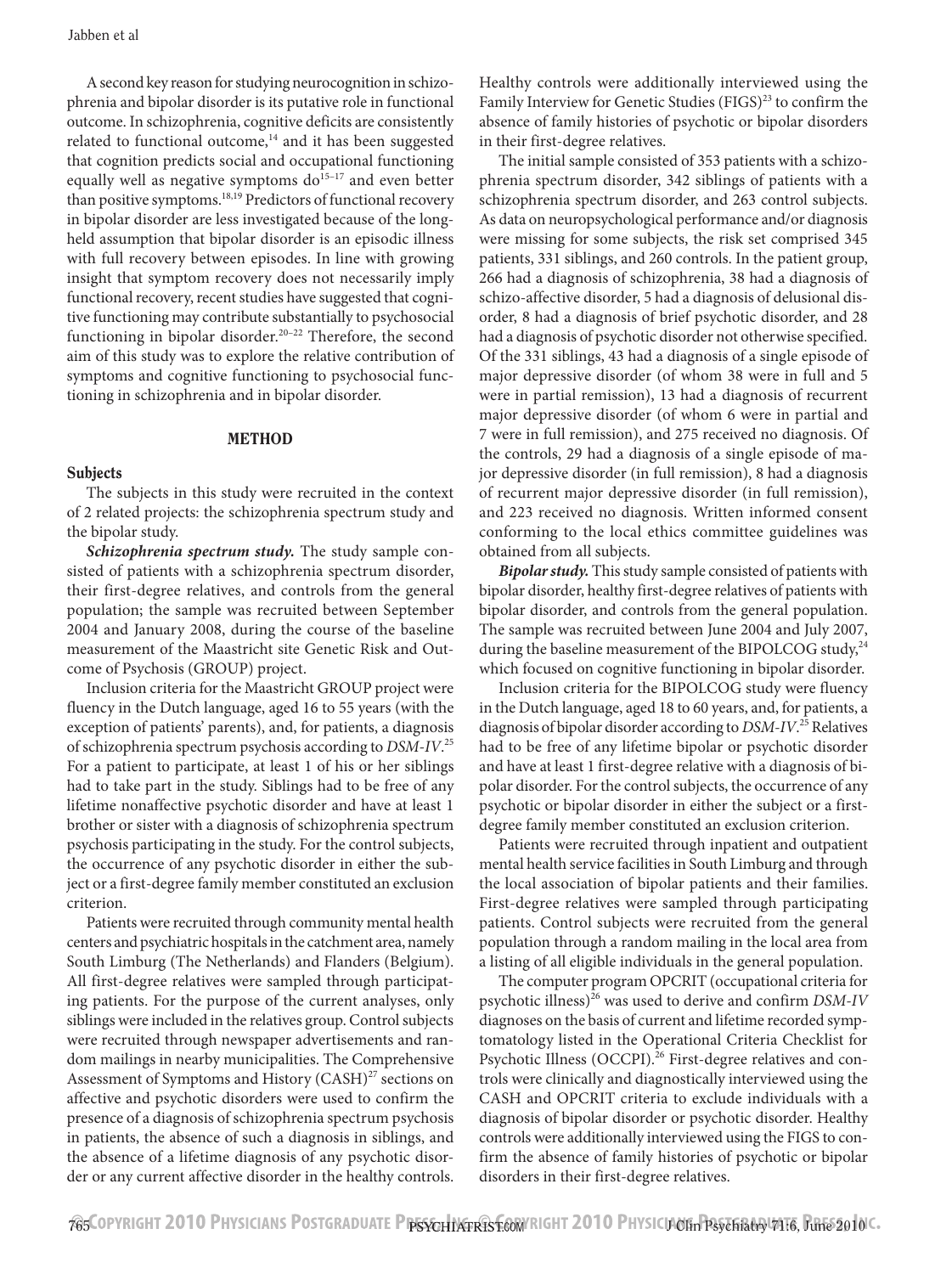A second key reason for studying neurocognition in schizophrenia and bipolar disorder is its putative role in functional outcome. In schizophrenia, cognitive deficits are consistently related to functional outcome,[14] and it has been suggested that cognition predicts social and occupational functioning equally well as negative symptoms do[15–17] and even better than positive symptoms.[18,19] Predictors of functional recovery in bipolar disorder are less investigated because of the long-held assumption that bipolar disorder is an episodic illness with full recovery between episodes. In line with growing insight that symptom recovery does not necessarily imply functional recovery, recent studies have suggested that cognitive functioning may contribute substantially to psychosocial functioning in bipolar disorder.[20–22] Therefore, the second aim of this study was to explore the relative contribution of symptoms and cognitive functioning to psychosocial functioning in schizophrenia and in bipolar disorder.

## METHOD

### Subjects

The subjects in this study were recruited in the context of 2 related projects: the schizophrenia spectrum study and the bipolar study.

***Schizophrenia spectrum study.*** The study sample consisted of patients with a schizophrenia spectrum disorder, their first-degree relatives, and controls from the general population; the sample was recruited between September 2004 and January 2008, during the course of the baseline measurement of the Maastricht site Genetic Risk and Outcome of Psychosis (GROUP) project.

Inclusion criteria for the Maastricht GROUP project were fluency in the Dutch language, aged 16 to 55 years (with the exception of patients' parents), and, for patients, a diagnosis of schizophrenia spectrum psychosis according to *DSM-IV*.[25] For a patient to participate, at least 1 of his or her siblings had to take part in the study. Siblings had to be free of any lifetime nonaffective psychotic disorder and have at least 1 brother or sister with a diagnosis of schizophrenia spectrum psychosis participating in the study. For the control subjects, the occurrence of any psychotic disorder in either the subject or a first-degree family member constituted an exclusion criterion.

Patients were recruited through community mental health centers and psychiatric hospitals in the catchment area, namely South Limburg (The Netherlands) and Flanders (Belgium). All first-degree relatives were sampled through participating patients. For the purpose of the current analyses, only siblings were included in the relatives group. Control subjects were recruited through newspaper advertisements and random mailings in nearby municipalities. The Comprehensive Assessment of Symptoms and History (CASH)[27] sections on affective and psychotic disorders were used to confirm the presence of a diagnosis of schizophrenia spectrum psychosis in patients, the absence of such a diagnosis in siblings, and the absence of a lifetime diagnosis of any psychotic disorder or any current affective disorder in the healthy controls. Healthy controls were additionally interviewed using the Family Interview for Genetic Studies (FIGS)[23] to confirm the absence of family histories of psychotic or bipolar disorders in their first-degree relatives.

The initial sample consisted of 353 patients with a schizophrenia spectrum disorder, 342 siblings of patients with a schizophrenia spectrum disorder, and 263 control subjects. As data on neuropsychological performance and/or diagnosis were missing for some subjects, the risk set comprised 345 patients, 331 siblings, and 260 controls. In the patient group, 266 had a diagnosis of schizophrenia, 38 had a diagnosis of schizo-affective disorder, 5 had a diagnosis of delusional disorder, 8 had a diagnosis of brief psychotic disorder, and 28 had a diagnosis of psychotic disorder not otherwise specified. Of the 331 siblings, 43 had a diagnosis of a single episode of major depressive disorder (of whom 38 were in full and 5 were in partial remission), 13 had a diagnosis of recurrent major depressive disorder (of whom 6 were in partial and 7 were in full remission), and 275 received no diagnosis. Of the controls, 29 had a diagnosis of a single episode of major depressive disorder (in full remission), 8 had a diagnosis of recurrent major depressive disorder (in full remission), and 223 received no diagnosis. Written informed consent conforming to the local ethics committee guidelines was obtained from all subjects.

***Bipolar study.*** This study sample consisted of patients with bipolar disorder, healthy first-degree relatives of patients with bipolar disorder, and controls from the general population. The sample was recruited between June 2004 and July 2007, during the baseline measurement of the BIPOLCOG study,[24] which focused on cognitive functioning in bipolar disorder.

Inclusion criteria for the BIPOLCOG study were fluency in the Dutch language, aged 18 to 60 years, and, for patients, a diagnosis of bipolar disorder according to *DSM-IV*.[25] Relatives had to be free of any lifetime bipolar or psychotic disorder and have at least 1 first-degree relative with a diagnosis of bipolar disorder. For the control subjects, the occurrence of any psychotic or bipolar disorder in either the subject or a first-degree family member constituted an exclusion criterion.

Patients were recruited through inpatient and outpatient mental health service facilities in South Limburg and through the local association of bipolar patients and their families. First-degree relatives were sampled through participating patients. Control subjects were recruited from the general population through a random mailing in the local area from a listing of all eligible individuals in the general population.

The computer program OPCRIT (occupational criteria for psychotic illness)[26] was used to derive and confirm *DSM-IV* diagnoses on the basis of current and lifetime recorded symptomatology listed in the Operational Criteria Checklist for Psychotic Illness (OCCPI).[26] First-degree relatives and controls were clinically and diagnostically interviewed using the CASH and OPCRIT criteria to exclude individuals with a diagnosis of bipolar disorder or psychotic disorder. Healthy controls were additionally interviewed using the FIGS to confirm the absence of family histories of psychotic or bipolar disorders in their first-degree relatives.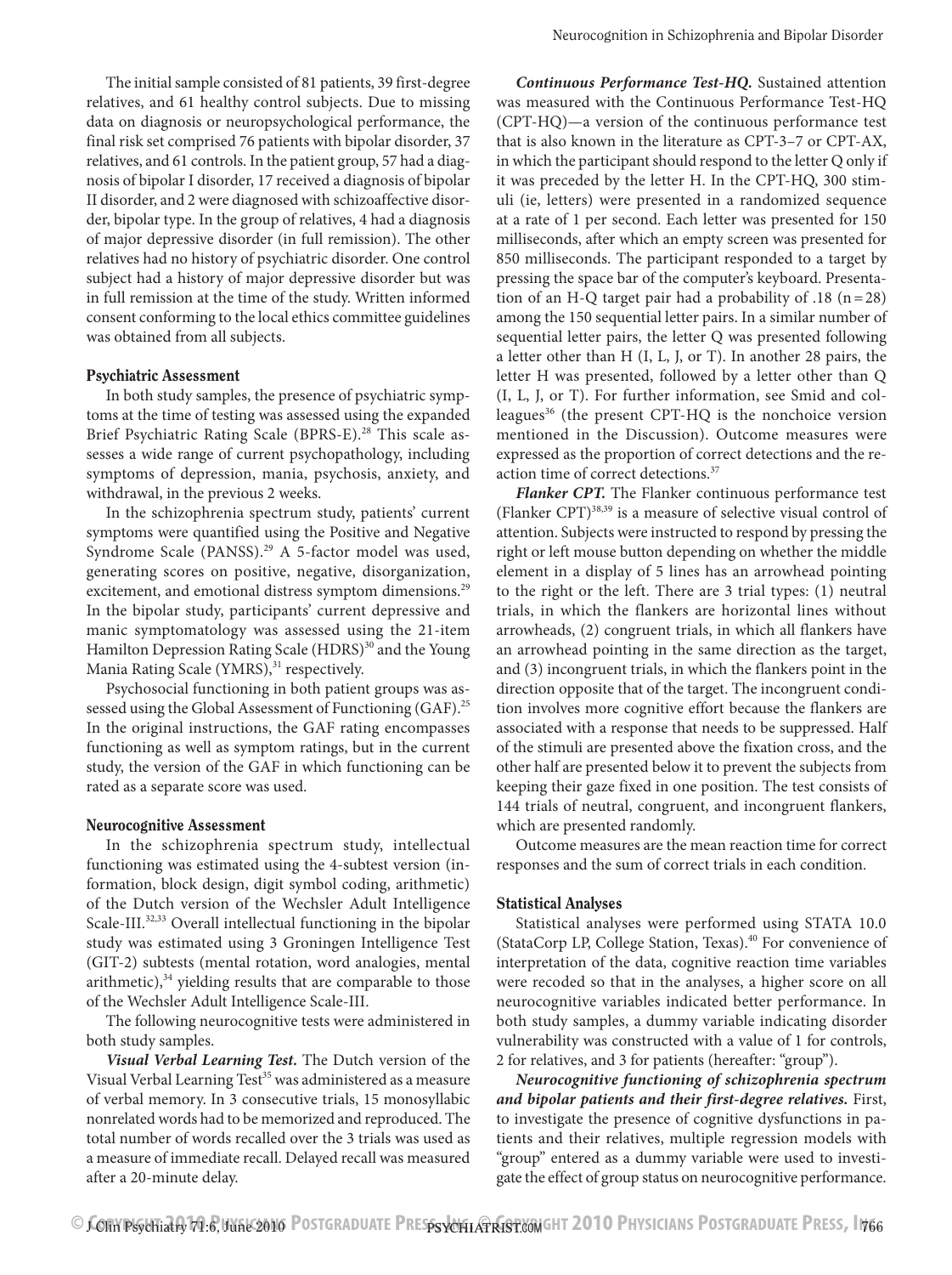The initial sample consisted of 81 patients, 39 first-degree relatives, and 61 healthy control subjects. Due to missing data on diagnosis or neuropsychological performance, the final risk set comprised 76 patients with bipolar disorder, 37 relatives, and 61 controls. In the patient group, 57 had a diagnosis of bipolar I disorder, 17 received a diagnosis of bipolar II disorder, and 2 were diagnosed with schizoaffective disorder, bipolar type. In the group of relatives, 4 had a diagnosis of major depressive disorder (in full remission). The other relatives had no history of psychiatric disorder. One control subject had a history of major depressive disorder but was in full remission at the time of the study. Written informed consent conforming to the local ethics committee guidelines was obtained from all subjects.

### Psychiatric Assessment

In both study samples, the presence of psychiatric symptoms at the time of testing was assessed using the expanded Brief Psychiatric Rating Scale (BPRS-E).[28] This scale assesses a wide range of current psychopathology, including symptoms of depression, mania, psychosis, anxiety, and withdrawal, in the previous 2 weeks.

In the schizophrenia spectrum study, patients' current symptoms were quantified using the Positive and Negative Syndrome Scale (PANSS).[29] A 5-factor model was used, generating scores on positive, negative, disorganization, excitement, and emotional distress symptom dimensions.[29] In the bipolar study, participants' current depressive and manic symptomatology was assessed using the 21-item Hamilton Depression Rating Scale (HDRS)[30] and the Young Mania Rating Scale (YMRS),[31] respectively.

Psychosocial functioning in both patient groups was assessed using the Global Assessment of Functioning (GAF).[25] In the original instructions, the GAF rating encompasses functioning as well as symptom ratings, but in the current study, the version of the GAF in which functioning can be rated as a separate score was used.

### Neurocognitive Assessment

In the schizophrenia spectrum study, intellectual functioning was estimated using the 4-subtest version (information, block design, digit symbol coding, arithmetic) of the Dutch version of the Wechsler Adult Intelligence Scale-III.[32,33] Overall intellectual functioning in the bipolar study was estimated using 3 Groningen Intelligence Test (GIT-2) subtests (mental rotation, word analogies, mental arithmetic),[34] yielding results that are comparable to those of the Wechsler Adult Intelligence Scale-III.

The following neurocognitive tests were administered in both study samples.

***Visual Verbal Learning Test.*** The Dutch version of the Visual Verbal Learning Test[35] was administered as a measure of verbal memory. In 3 consecutive trials, 15 monosyllabic nonrelated words had to be memorized and reproduced. The total number of words recalled over the 3 trials was used as a measure of immediate recall. Delayed recall was measured after a 20-minute delay.

***Continuous Performance Test-HQ.*** Sustained attention was measured with the Continuous Performance Test-HQ (CPT-HQ)—a version of the continuous performance test that is also known in the literature as CPT-3–7 or CPT-AX, in which the participant should respond to the letter Q only if it was preceded by the letter H. In the CPT-HQ, 300 stimuli (ie, letters) were presented in a randomized sequence at a rate of 1 per second. Each letter was presented for 150 milliseconds, after which an empty screen was presented for 850 milliseconds. The participant responded to a target by pressing the space bar of the computer's keyboard. Presentation of an H-Q target pair had a probability of .18 (n = 28) among the 150 sequential letter pairs. In a similar number of sequential letter pairs, the letter Q was presented following a letter other than H (I, L, J, or T). In another 28 pairs, the letter H was presented, followed by a letter other than Q (I, L, J, or T). For further information, see Smid and colleagues[36] (the present CPT-HQ is the nonchoice version mentioned in the Discussion). Outcome measures were expressed as the proportion of correct detections and the reaction time of correct detections.[37]

***Flanker CPT.*** The Flanker continuous performance test (Flanker CPT)[38,39] is a measure of selective visual control of attention. Subjects were instructed to respond by pressing the right or left mouse button depending on whether the middle element in a display of 5 lines has an arrowhead pointing to the right or the left. There are 3 trial types: (1) neutral trials, in which the flankers are horizontal lines without arrowheads, (2) congruent trials, in which all flankers have an arrowhead pointing in the same direction as the target, and (3) incongruent trials, in which the flankers point in the direction opposite that of the target. The incongruent condition involves more cognitive effort because the flankers are associated with a response that needs to be suppressed. Half of the stimuli are presented above the fixation cross, and the other half are presented below it to prevent the subjects from keeping their gaze fixed in one position. The test consists of 144 trials of neutral, congruent, and incongruent flankers, which are presented randomly.

Outcome measures are the mean reaction time for correct responses and the sum of correct trials in each condition.

### Statistical Analyses

Statistical analyses were performed using STATA 10.0 (StataCorp LP, College Station, Texas).[40] For convenience of interpretation of the data, cognitive reaction time variables were recoded so that in the analyses, a higher score on all neurocognitive variables indicated better performance. In both study samples, a dummy variable indicating disorder vulnerability was constructed with a value of 1 for controls, 2 for relatives, and 3 for patients (hereafter: "group").

***Neurocognitive functioning of schizophrenia spectrum and bipolar patients and their first-degree relatives.*** First, to investigate the presence of cognitive dysfunctions in patients and their relatives, multiple regression models with "group" entered as a dummy variable were used to investigate the effect of group status on neurocognitive performance.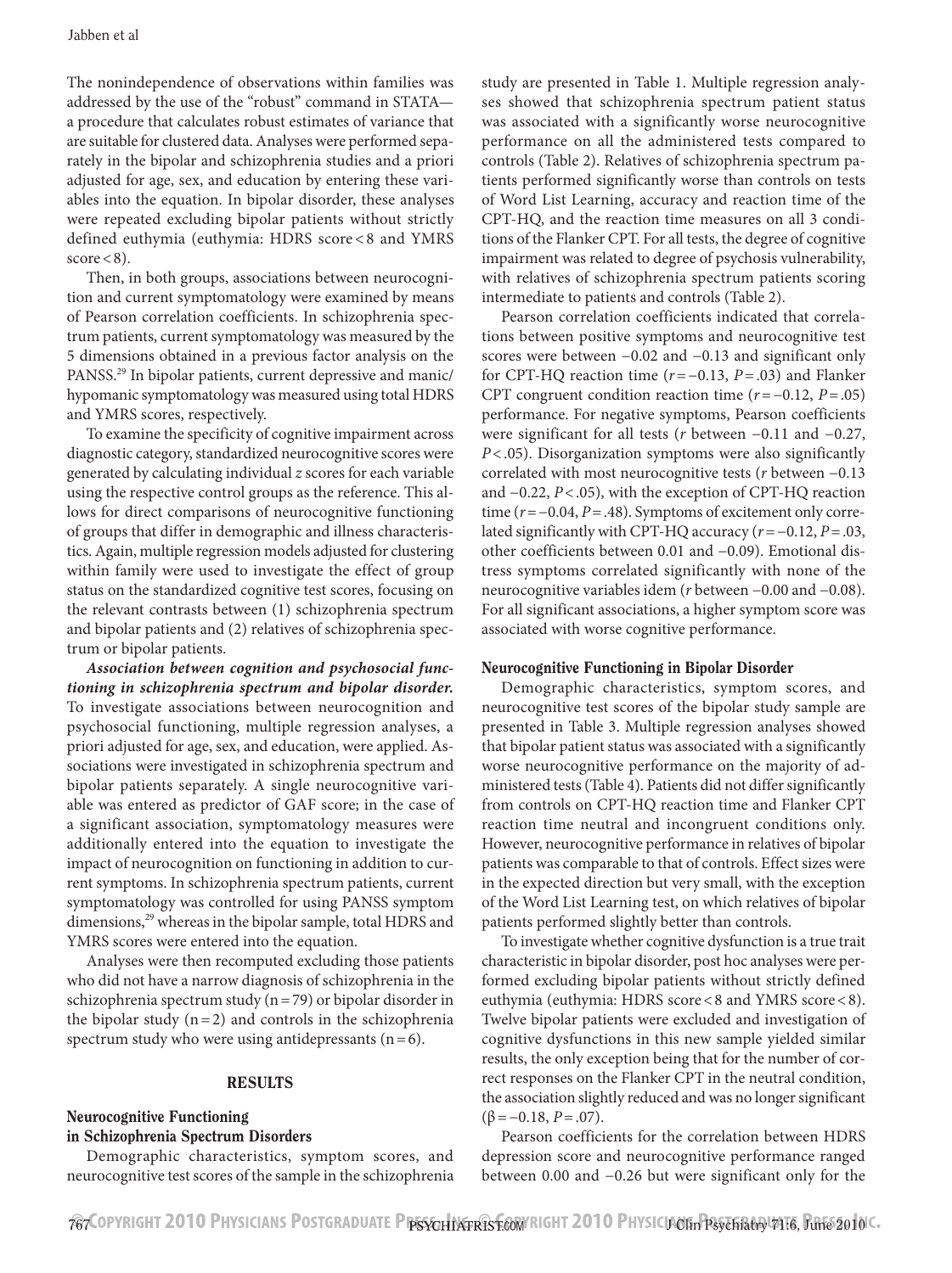The nonindependence of observations within families was addressed by the use of the "robust" command in STATA—a procedure that calculates robust estimates of variance that are suitable for clustered data. Analyses were performed separately in the bipolar and schizophrenia studies and a priori adjusted for age, sex, and education by entering these variables into the equation. In bipolar disorder, these analyses were repeated excluding bipolar patients without strictly defined euthymia (euthymia: HDRS score < 8 and YMRS score < 8).

Then, in both groups, associations between neurocognition and current symptomatology were examined by means of Pearson correlation coefficients. In schizophrenia spectrum patients, current symptomatology was measured by the 5 dimensions obtained in a previous factor analysis on the PANSS.[29] In bipolar patients, current depressive and manic/hypomanic symptomatology was measured using total HDRS and YMRS scores, respectively.

To examine the specificity of cognitive impairment across diagnostic category, standardized neurocognitive scores were generated by calculating individual $z$ scores for each variable using the respective control groups as the reference. This allows for direct comparisons of neurocognitive functioning of groups that differ in demographic and illness characteristics. Again, multiple regression models adjusted for clustering within family were used to investigate the effect of group status on the standardized cognitive test scores, focusing on the relevant contrasts between (1) schizophrenia spectrum and bipolar patients and (2) relatives of schizophrenia spectrum or bipolar patients.

***Association between cognition and psychosocial functioning in schizophrenia spectrum and bipolar disorder.*** To investigate associations between neurocognition and psychosocial functioning, multiple regression analyses, a priori adjusted for age, sex, and education, were applied. Associations were investigated in schizophrenia spectrum and bipolar patients separately. A single neurocognitive variable was entered as predictor of GAF score; in the case of a significant association, symptomatology measures were additionally entered into the equation to investigate the impact of neurocognition on functioning in addition to current symptoms. In schizophrenia spectrum patients, current symptomatology was controlled for using PANSS symptom dimensions,[29] whereas in the bipolar sample, total HDRS and YMRS scores were entered into the equation.

Analyses were then recomputed excluding those patients who did not have a narrow diagnosis of schizophrenia in the schizophrenia spectrum study (n = 79) or bipolar disorder in the bipolar study (n = 2) and controls in the schizophrenia spectrum study who were using antidepressants (n = 6).

## RESULTS

### Neurocognitive Functioning in Schizophrenia Spectrum Disorders

Demographic characteristics, symptom scores, and neurocognitive test scores of the sample in the schizophrenia study are presented in Table 1. Multiple regression analyses showed that schizophrenia spectrum patient status was associated with a significantly worse neurocognitive performance on all the administered tests compared to controls (Table 2). Relatives of schizophrenia spectrum patients performed significantly worse than controls on tests of Word List Learning, accuracy and reaction time of the CPT-HQ, and the reaction time measures on all 3 conditions of the Flanker CPT. For all tests, the degree of cognitive impairment was related to degree of psychosis vulnerability, with relatives of schizophrenia spectrum patients scoring intermediate to patients and controls (Table 2).

Pearson correlation coefficients indicated that correlations between positive symptoms and neurocognitive test scores were between −0.02 and −0.13 and significant only for CPT-HQ reaction time ($r = -0.13$, $P = .03$) and Flanker CPT congruent condition reaction time ($r = -0.12$, $P = .05$) performance. For negative symptoms, Pearson coefficients were significant for all tests ($r$ between −0.11 and −0.27, $P < .05$). Disorganization symptoms were also significantly correlated with most neurocognitive tests ($r$ between −0.13 and −0.22, $P < .05$), with the exception of CPT-HQ reaction time ($r = -0.04$, $P = .48$). Symptoms of excitement only correlated significantly with CPT-HQ accuracy ($r = -0.12$, $P = .03$, other coefficients between 0.01 and −0.09). Emotional distress symptoms correlated significantly with none of the neurocognitive variables idem ($r$ between −0.00 and −0.08). For all significant associations, a higher symptom score was associated with worse cognitive performance.

### Neurocognitive Functioning in Bipolar Disorder

Demographic characteristics, symptom scores, and neurocognitive test scores of the bipolar study sample are presented in Table 3. Multiple regression analyses showed that bipolar patient status was associated with a significantly worse neurocognitive performance on the majority of administered tests (Table 4). Patients did not differ significantly from controls on CPT-HQ reaction time and Flanker CPT reaction time neutral and incongruent conditions only. However, neurocognitive performance in relatives of bipolar patients was comparable to that of controls. Effect sizes were in the expected direction but very small, with the exception of the Word List Learning test, on which relatives of bipolar patients performed slightly better than controls.

To investigate whether cognitive dysfunction is a true trait characteristic in bipolar disorder, post hoc analyses were performed excluding bipolar patients without strictly defined euthymia (euthymia: HDRS score < 8 and YMRS score < 8). Twelve bipolar patients were excluded and investigation of cognitive dysfunctions in this new sample yielded similar results, the only exception being that for the number of correct responses on the Flanker CPT in the neutral condition, the association slightly reduced and was no longer significant ($\beta = -0.18$, $P = .07$).

Pearson coefficients for the correlation between HDRS depression score and neurocognitive performance ranged between 0.00 and −0.26 but were significant only for the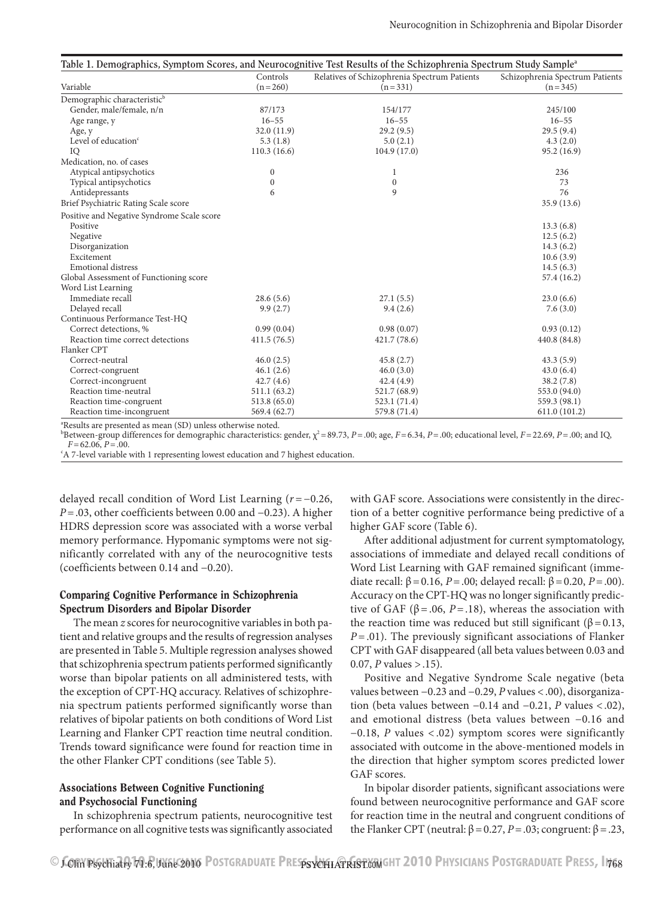**Table 1. Demographics, Symptom Scores, and Neurocognitive Test Results of the Schizophrenia Spectrum Study Sample[a]**

| Variable | Controls (n = 260) | Relatives of Schizophrenia Spectrum Patients (n = 331) | Schizophrenia Spectrum Patients (n = 345) |
|---|---|---|---|
| Demographic characteristic[b] | | | |
| Gender, male/female, n/n | 87/173 | 154/177 | 245/100 |
| Age range, y | 16–55 | 16–55 | 16–55 |
| Age, y | 32.0 (11.9) | 29.2 (9.5) | 29.5 (9.4) |
| Level of education[c] | 5.3 (1.8) | 5.0 (2.1) | 4.3 (2.0) |
| IQ | 110.3 (16.6) | 104.9 (17.0) | 95.2 (16.9) |
| Medication, no. of cases | | | |
| Atypical antipsychotics | 0 | 1 | 236 |
| Typical antipsychotics | 0 | 0 | 73 |
| Antidepressants | 6 | 9 | 76 |
| Brief Psychiatric Rating Scale score | | | 35.9 (13.6) |
| Positive and Negative Syndrome Scale score | | | |
| Positive | | | 13.3 (6.8) |
| Negative | | | 12.5 (6.2) |
| Disorganization | | | 14.3 (6.2) |
| Excitement | | | 10.6 (3.9) |
| Emotional distress | | | 14.5 (6.3) |
| Global Assessment of Functioning score | | | 57.4 (16.2) |
| Word List Learning | | | |
| Immediate recall | 28.6 (5.6) | 27.1 (5.5) | 23.0 (6.6) |
| Delayed recall | 9.9 (2.7) | 9.4 (2.6) | 7.6 (3.0) |
| Continuous Performance Test-HQ | | | |
| Correct detections, % | 0.99 (0.04) | 0.98 (0.07) | 0.93 (0.12) |
| Reaction time correct detections | 411.5 (76.5) | 421.7 (78.6) | 440.8 (84.8) |
| Flanker CPT | | | |
| Correct-neutral | 46.0 (2.5) | 45.8 (2.7) | 43.3 (5.9) |
| Correct-congruent | 46.1 (2.6) | 46.0 (3.0) | 43.0 (6.4) |
| Correct-incongruent | 42.7 (4.6) | 42.4 (4.9) | 38.2 (7.8) |
| Reaction time-neutral | 511.1 (63.2) | 521.7 (68.9) | 553.0 (94.0) |
| Reaction time-congruent | 513.8 (65.0) | 523.1 (71.4) | 559.3 (98.1) |
| Reaction time-incongruent | 569.4 (62.7) | 579.8 (71.4) | 611.0 (101.2) |

[a]Results are presented as mean (SD) unless otherwise noted.
[b]Between-group differences for demographic characteristics: gender, $\chi^2 = 89.73$, $P = .00$; age, $F = 6.34$, $P = .00$; educational level, $F = 22.69$, $P = .00$; and IQ, $F = 62.06$, $P = .00$.
[c]A 7-level variable with 1 representing lowest education and 7 highest education.

delayed recall condition of Word List Learning ($r = -0.26$, $P = .03$, other coefficients between 0.00 and −0.23). A higher HDRS depression score was associated with a worse verbal memory performance. Hypomanic symptoms were not significantly correlated with any of the neurocognitive tests (coefficients between 0.14 and −0.20).

### Comparing Cognitive Performance in Schizophrenia Spectrum Disorders and Bipolar Disorder

The mean *z* scores for neurocognitive variables in both patient and relative groups and the results of regression analyses are presented in Table 5. Multiple regression analyses showed that schizophrenia spectrum patients performed significantly worse than bipolar patients on all administered tests, with the exception of CPT-HQ accuracy. Relatives of schizophrenia spectrum patients performed significantly worse than relatives of bipolar patients on both conditions of Word List Learning and Flanker CPT reaction time neutral condition. Trends toward significance were found for reaction time in the other Flanker CPT conditions (see Table 5).

### Associations Between Cognitive Functioning and Psychosocial Functioning

In schizophrenia spectrum patients, neurocognitive test performance on all cognitive tests was significantly associated with GAF score. Associations were consistently in the direction of a better cognitive performance being predictive of a higher GAF score (Table 6).

After additional adjustment for current symptomatology, associations of immediate and delayed recall conditions of Word List Learning with GAF remained significant (immediate recall: $\beta = 0.16$, $P = .00$; delayed recall: $\beta = 0.20$, $P = .00$). Accuracy on the CPT-HQ was no longer significantly predictive of GAF ($\beta = .06$, $P = .18$), whereas the association with the reaction time was reduced but still significant ($\beta = 0.13$, $P = .01$). The previously significant associations of Flanker CPT with GAF disappeared (all beta values between 0.03 and 0.07, $P$ values > .15).

Positive and Negative Syndrome Scale negative (beta values between −0.23 and −0.29, $P$ values < .00), disorganization (beta values between −0.14 and −0.21, $P$ values < .02), and emotional distress (beta values between −0.16 and −0.18, $P$ values < .02) symptom scores were significantly associated with outcome in the above-mentioned models in the direction that higher symptom scores predicted lower GAF scores.

In bipolar disorder patients, significant associations were found between neurocognitive performance and GAF score for reaction time in the neutral and congruent conditions of the Flanker CPT (neutral: $\beta = 0.27$, $P = .03$; congruent: $\beta = .23$,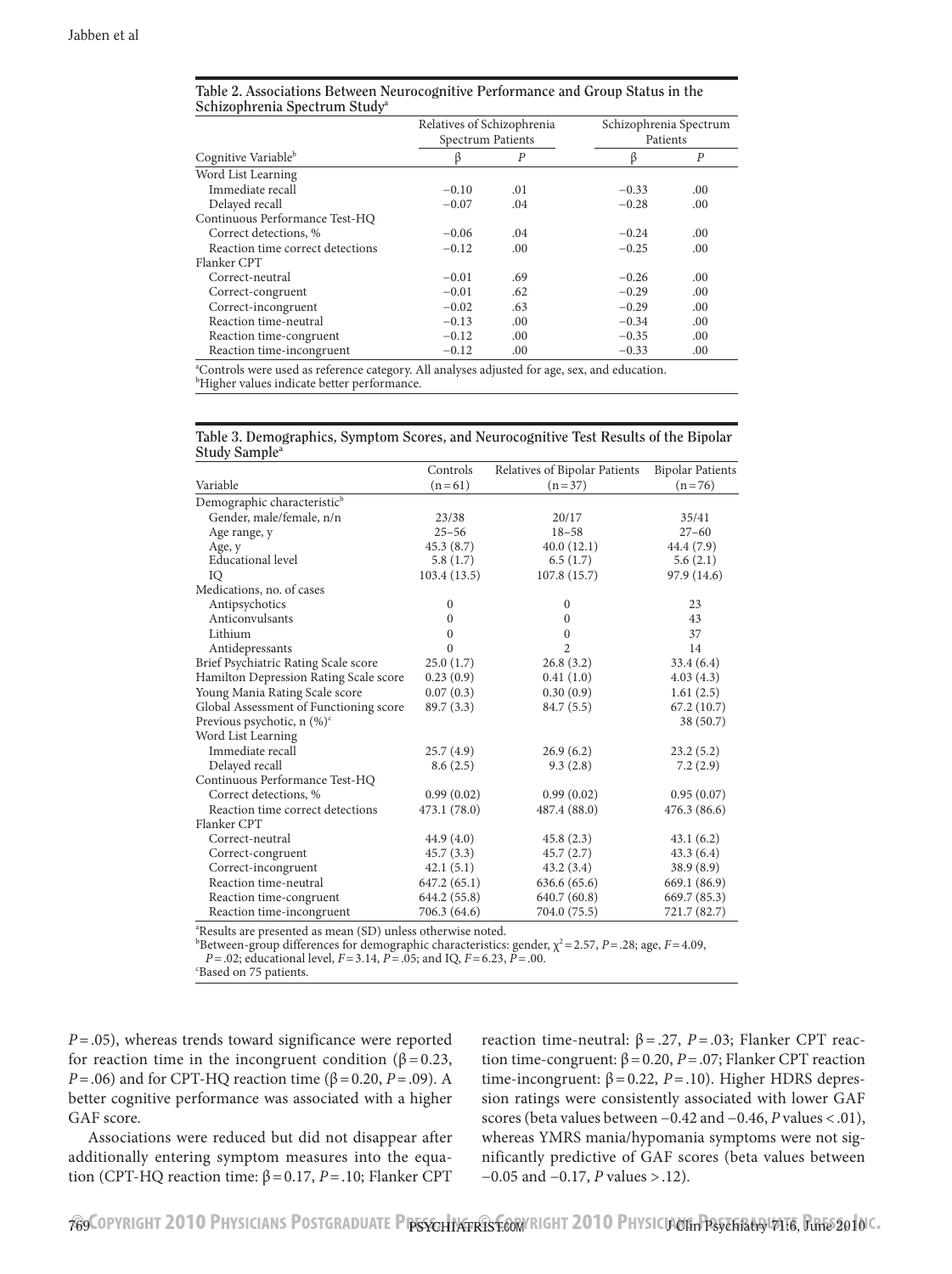**Table 2. Associations Between Neurocognitive Performance and Group Status in the Schizophrenia Spectrum Study[a]**

| Cognitive Variable[b] | Relatives of Schizophrenia Spectrum Patients | | Schizophrenia Spectrum Patients | |
|---|---|---|---|---|
| | β | *P* | β | *P* |
| Word List Learning | | | | |
| Immediate recall | −0.10 | .01 | −0.33 | .00 |
| Delayed recall | −0.07 | .04 | −0.28 | .00 |
| Continuous Performance Test-HQ | | | | |
| Correct detections, % | −0.06 | .04 | −0.24 | .00 |
| Reaction time correct detections | −0.12 | .00 | −0.25 | .00 |
| Flanker CPT | | | | |
| Correct-neutral | −0.01 | .69 | −0.26 | .00 |
| Correct-congruent | −0.01 | .62 | −0.29 | .00 |
| Correct-incongruent | −0.02 | .63 | −0.29 | .00 |
| Reaction time-neutral | −0.13 | .00 | −0.34 | .00 |
| Reaction time-congruent | −0.12 | .00 | −0.35 | .00 |
| Reaction time-incongruent | −0.12 | .00 | −0.33 | .00 |

[a]Controls were used as reference category. All analyses adjusted for age, sex, and education.
[b]Higher values indicate better performance.

**Table 3. Demographics, Symptom Scores, and Neurocognitive Test Results of the Bipolar Study Sample[a]**

| Variable | Controls (n = 61) | Relatives of Bipolar Patients (n = 37) | Bipolar Patients (n = 76) |
|---|---|---|---|
| Demographic characteristic[b] | | | |
| Gender, male/female, n/n | 23/38 | 20/17 | 35/41 |
| Age range, y | 25–56 | 18–58 | 27–60 |
| Age, y | 45.3 (8.7) | 40.0 (12.1) | 44.4 (7.9) |
| Educational level | 5.8 (1.7) | 6.5 (1.7) | 5.6 (2.1) |
| IQ | 103.4 (13.5) | 107.8 (15.7) | 97.9 (14.6) |
| Medications, no. of cases | | | |
| Antipsychotics | 0 | 0 | 23 |
| Anticonvulsants | 0 | 0 | 43 |
| Lithium | 0 | 0 | 37 |
| Antidepressants | 0 | 2 | 14 |
| Brief Psychiatric Rating Scale score | 25.0 (1.7) | 26.8 (3.2) | 33.4 (6.4) |
| Hamilton Depression Rating Scale score | 0.23 (0.9) | 0.41 (1.0) | 4.03 (4.3) |
| Young Mania Rating Scale score | 0.07 (0.3) | 0.30 (0.9) | 1.61 (2.5) |
| Global Assessment of Functioning score | 89.7 (3.3) | 84.7 (5.5) | 67.2 (10.7) |
| Previous psychotic, n (%)[c] | | | 38 (50.7) |
| Word List Learning | | | |
| Immediate recall | 25.7 (4.9) | 26.9 (6.2) | 23.2 (5.2) |
| Delayed recall | 8.6 (2.5) | 9.3 (2.8) | 7.2 (2.9) |
| Continuous Performance Test-HQ | | | |
| Correct detections, % | 0.99 (0.02) | 0.99 (0.02) | 0.95 (0.07) |
| Reaction time correct detections | 473.1 (78.0) | 487.4 (88.0) | 476.3 (86.6) |
| Flanker CPT | | | |
| Correct-neutral | 44.9 (4.0) | 45.8 (2.3) | 43.1 (6.2) |
| Correct-congruent | 45.7 (3.3) | 45.7 (2.7) | 43.3 (6.4) |
| Correct-incongruent | 42.1 (5.1) | 43.2 (3.4) | 38.9 (8.9) |
| Reaction time-neutral | 647.2 (65.1) | 636.6 (65.6) | 669.1 (86.9) |
| Reaction time-congruent | 644.2 (55.8) | 640.7 (60.8) | 669.7 (85.3) |
| Reaction time-incongruent | 706.3 (64.6) | 704.0 (75.5) | 721.7 (82.7) |

[a]Results are presented as mean (SD) unless otherwise noted.
[b]Between-group differences for demographic characteristics: gender, $\chi^2 = 2.57$, $P = .28$; age, $F = 4.09$, $P = .02$; educational level, $F = 3.14$, $P = .05$; and IQ, $F = 6.23$, $P = .00$.
[c]Based on 75 patients.

$P = .05$), whereas trends toward significance were reported for reaction time in the incongruent condition ($\beta = 0.23$, $P = .06$) and for CPT-HQ reaction time ($\beta = 0.20$, $P = .09$). A better cognitive performance was associated with a higher GAF score.

Associations were reduced but did not disappear after additionally entering symptom measures into the equation (CPT-HQ reaction time: $\beta = 0.17$, $P = .10$; Flanker CPT reaction time-neutral: $\beta = .27$, $P = .03$; Flanker CPT reaction time-congruent: $\beta = 0.20$, $P = .07$; Flanker CPT reaction time-incongruent: $\beta = 0.22$, $P = .10$). Higher HDRS depression ratings were consistently associated with lower GAF scores (beta values between −0.42 and −0.46, $P$ values < .01), whereas YMRS mania/hypomania symptoms were not significantly predictive of GAF scores (beta values between −0.05 and −0.17, $P$ values > .12).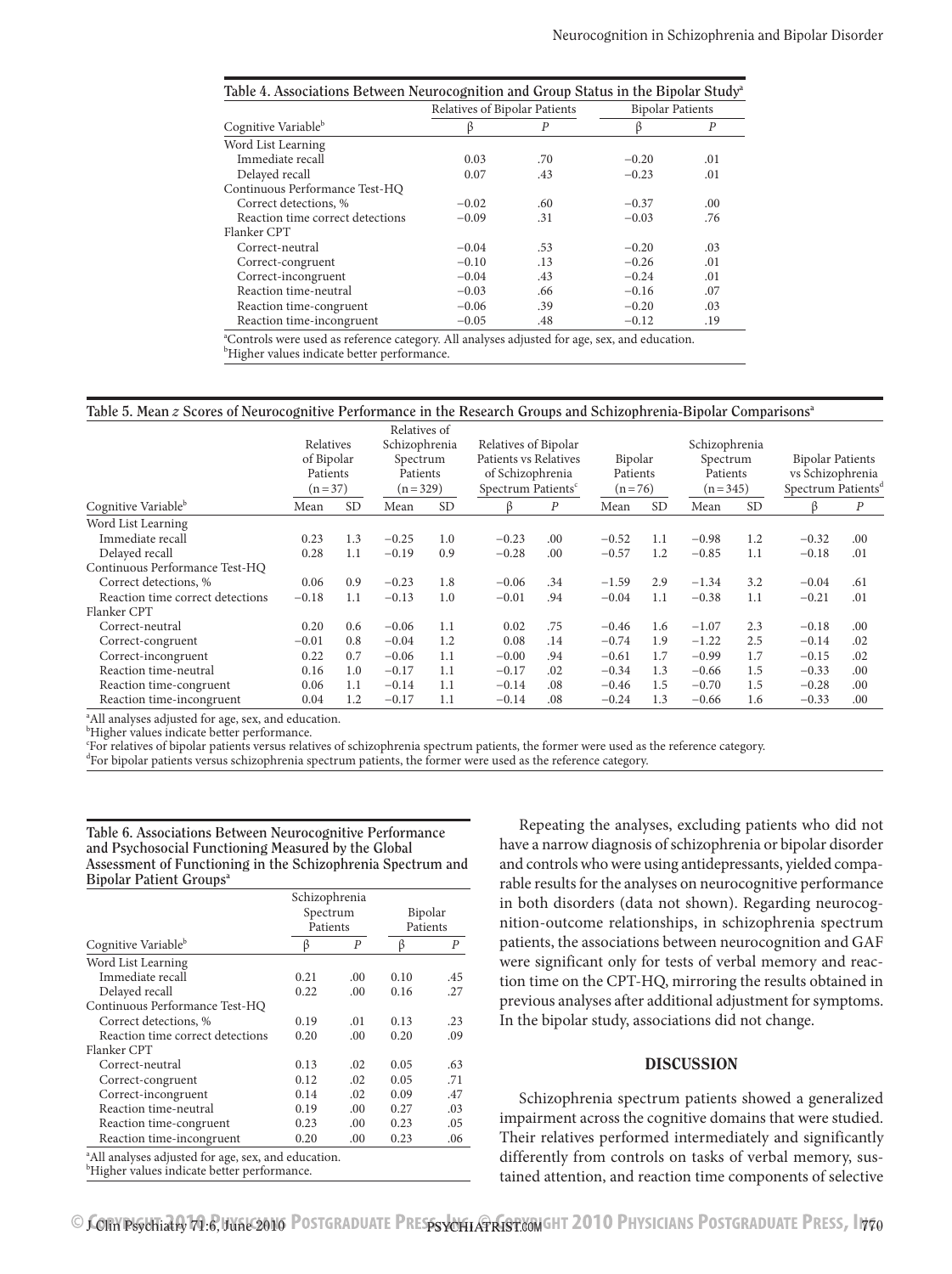**Table 4. Associations Between Neurocognition and Group Status in the Bipolar Study[a]**

| Cognitive Variable[b] | Relatives of Bipolar Patients | | Bipolar Patients | |
|---|---|---|---|---|
| | β | *P* | β | *P* |
| Word List Learning | | | | |
| Immediate recall | 0.03 | .70 | −0.20 | .01 |
| Delayed recall | 0.07 | .43 | −0.23 | .01 |
| Continuous Performance Test-HQ | | | | |
| Correct detections, % | −0.02 | .60 | −0.37 | .00 |
| Reaction time correct detections | −0.09 | .31 | −0.03 | .76 |
| Flanker CPT | | | | |
| Correct-neutral | −0.04 | .53 | −0.20 | .03 |
| Correct-congruent | −0.10 | .13 | −0.26 | .01 |
| Correct-incongruent | −0.04 | .43 | −0.24 | .01 |
| Reaction time-neutral | −0.03 | .66 | −0.16 | .07 |
| Reaction time-congruent | −0.06 | .39 | −0.20 | .03 |
| Reaction time-incongruent | −0.05 | .48 | −0.12 | .19 |

[a]Controls were used as reference category. All analyses adjusted for age, sex, and education.
[b]Higher values indicate better performance.

**Table 5. Mean *z* Scores of Neurocognitive Performance in the Research Groups and Schizophrenia-Bipolar Comparisons[a]**

| Cognitive Variable[b] | Relatives of Bipolar Patients (n = 37) | | Relatives of Schizophrenia Spectrum Patients (n = 329) | | Relatives of Bipolar Patients vs Relatives of Schizophrenia Spectrum Patients[c] | | Bipolar Patients (n = 76) | | Schizophrenia Spectrum Patients (n = 345) | | Bipolar Patients vs Schizophrenia Spectrum Patients[d] | |
|---|---|---|---|---|---|---|---|---|---|---|---|---|
| | Mean | SD | Mean | SD | β | *P* | Mean | SD | Mean | SD | β | *P* |
| Word List Learning | | | | | | | | | | | | |
| Immediate recall | 0.23 | 1.3 | −0.25 | 1.0 | −0.23 | .00 | −0.52 | 1.1 | −0.98 | 1.2 | −0.32 | .00 |
| Delayed recall | 0.28 | 1.1 | −0.19 | 0.9 | −0.28 | .00 | −0.57 | 1.2 | −0.85 | 1.1 | −0.18 | .01 |
| Continuous Performance Test-HQ | | | | | | | | | | | | |
| Correct detections, % | 0.06 | 0.9 | −0.23 | 1.8 | −0.06 | .34 | −1.59 | 2.9 | −1.34 | 3.2 | −0.04 | .61 |
| Reaction time correct detections | −0.18 | 1.1 | −0.13 | 1.0 | −0.01 | .94 | −0.04 | 1.1 | −0.38 | 1.1 | −0.21 | .01 |
| Flanker CPT | | | | | | | | | | | | |
| Correct-neutral | 0.20 | 0.6 | −0.06 | 1.1 | 0.02 | .75 | −0.46 | 1.6 | −1.07 | 2.3 | −0.18 | .00 |
| Correct-congruent | −0.01 | 0.8 | −0.04 | 1.2 | 0.08 | .14 | −0.74 | 1.9 | −1.22 | 2.5 | −0.14 | .02 |
| Correct-incongruent | 0.22 | 0.7 | −0.06 | 1.1 | −0.00 | .94 | −0.61 | 1.7 | −0.99 | 1.7 | −0.15 | .02 |
| Reaction time-neutral | 0.16 | 1.0 | −0.17 | 1.1 | −0.17 | .02 | −0.34 | 1.3 | −0.66 | 1.5 | −0.33 | .00 |
| Reaction time-congruent | 0.06 | 1.1 | −0.14 | 1.1 | −0.14 | .08 | −0.46 | 1.5 | −0.70 | 1.5 | −0.28 | .00 |
| Reaction time-incongruent | 0.04 | 1.2 | −0.17 | 1.1 | −0.14 | .08 | −0.24 | 1.3 | −0.66 | 1.6 | −0.33 | .00 |

[a]All analyses adjusted for age, sex, and education.
[b]Higher values indicate better performance.
[c]For relatives of bipolar patients versus relatives of schizophrenia spectrum patients, the former were used as the reference category.
[d]For bipolar patients versus schizophrenia spectrum patients, the former were used as the reference category.

**Table 6. Associations Between Neurocognitive Performance and Psychosocial Functioning Measured by the Global Assessment of Functioning in the Schizophrenia Spectrum and Bipolar Patient Groups[a]**

| Cognitive Variable[b] | Schizophrenia Spectrum Patients | | Bipolar Patients | |
|---|---|---|---|---|
| | β | *P* | β | *P* |
| Word List Learning | | | | |
| Immediate recall | 0.21 | .00 | 0.10 | .45 |
| Delayed recall | 0.22 | .00 | 0.16 | .27 |
| Continuous Performance Test-HQ | | | | |
| Correct detections, % | 0.19 | .01 | 0.13 | .23 |
| Reaction time correct detections | 0.20 | .00 | 0.20 | .09 |
| Flanker CPT | | | | |
| Correct-neutral | 0.13 | .02 | 0.05 | .63 |
| Correct-congruent | 0.12 | .02 | 0.05 | .71 |
| Correct-incongruent | 0.14 | .02 | 0.09 | .47 |
| Reaction time-neutral | 0.19 | .00 | 0.27 | .03 |
| Reaction time-congruent | 0.23 | .00 | 0.23 | .05 |
| Reaction time-incongruent | 0.20 | .00 | 0.23 | .06 |

[a]All analyses adjusted for age, sex, and education.
[b]Higher values indicate better performance.

Repeating the analyses, excluding patients who did not have a narrow diagnosis of schizophrenia or bipolar disorder and controls who were using antidepressants, yielded comparable results for the analyses on neurocognitive performance in both disorders (data not shown). Regarding neurocognition-outcome relationships, in schizophrenia spectrum patients, the associations between neurocognition and GAF were significant only for tests of verbal memory and reaction time on the CPT-HQ, mirroring the results obtained in previous analyses after additional adjustment for symptoms. In the bipolar study, associations did not change.

## DISCUSSION

Schizophrenia spectrum patients showed a generalized impairment across the cognitive domains that were studied. Their relatives performed intermediately and significantly differently from controls on tasks of verbal memory, sustained attention, and reaction time components of selective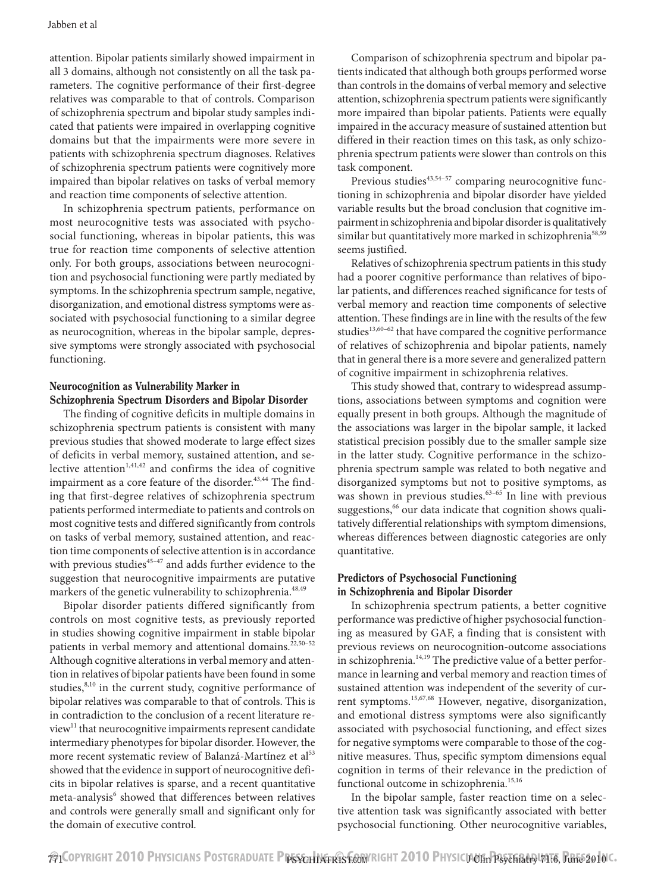attention. Bipolar patients similarly showed impairment in all 3 domains, although not consistently on all the task parameters. The cognitive performance of their first-degree relatives was comparable to that of controls. Comparison of schizophrenia spectrum and bipolar study samples indicated that patients were impaired in overlapping cognitive domains but that the impairments were more severe in patients with schizophrenia spectrum diagnoses. Relatives of schizophrenia spectrum patients were cognitively more impaired than bipolar relatives on tasks of verbal memory and reaction time components of selective attention.

In schizophrenia spectrum patients, performance on most neurocognitive tests was associated with psychosocial functioning, whereas in bipolar patients, this was true for reaction time components of selective attention only. For both groups, associations between neurocognition and psychosocial functioning were partly mediated by symptoms. In the schizophrenia spectrum sample, negative, disorganization, and emotional distress symptoms were associated with psychosocial functioning to a similar degree as neurocognition, whereas in the bipolar sample, depressive symptoms were strongly associated with psychosocial functioning.

### Neurocognition as Vulnerability Marker in Schizophrenia Spectrum Disorders and Bipolar Disorder

The finding of cognitive deficits in multiple domains in schizophrenia spectrum patients is consistent with many previous studies that showed moderate to large effect sizes of deficits in verbal memory, sustained attention, and selective attention[1,41,42] and confirms the idea of cognitive impairment as a core feature of the disorder.[43,44] The finding that first-degree relatives of schizophrenia spectrum patients performed intermediate to patients and controls on most cognitive tests and differed significantly from controls on tasks of verbal memory, sustained attention, and reaction time components of selective attention is in accordance with previous studies[45–47] and adds further evidence to the suggestion that neurocognitive impairments are putative markers of the genetic vulnerability to schizophrenia.[48,49]

Bipolar disorder patients differed significantly from controls on most cognitive tests, as previously reported in studies showing cognitive impairment in stable bipolar patients in verbal memory and attentional domains.[22,50–52] Although cognitive alterations in verbal memory and attention in relatives of bipolar patients have been found in some studies,[8,10] in the current study, cognitive performance of bipolar relatives was comparable to that of controls. This is in contradiction to the conclusion of a recent literature review[11] that neurocognitive impairments represent candidate intermediary phenotypes for bipolar disorder. However, the more recent systematic review of Balanzá-Martínez et al[53] showed that the evidence in support of neurocognitive deficits in bipolar relatives is sparse, and a recent quantitative meta-analysis[6] showed that differences between relatives and controls were generally small and significant only for the domain of executive control.

Comparison of schizophrenia spectrum and bipolar patients indicated that although both groups performed worse than controls in the domains of verbal memory and selective attention, schizophrenia spectrum patients were significantly more impaired than bipolar patients. Patients were equally impaired in the accuracy measure of sustained attention but differed in their reaction times on this task, as only schizophrenia spectrum patients were slower than controls on this task component.

Previous studies[43,54–57] comparing neurocognitive functioning in schizophrenia and bipolar disorder have yielded variable results but the broad conclusion that cognitive impairment in schizophrenia and bipolar disorder is qualitatively similar but quantitatively more marked in schizophrenia[58,59] seems justified.

Relatives of schizophrenia spectrum patients in this study had a poorer cognitive performance than relatives of bipolar patients, and differences reached significance for tests of verbal memory and reaction time components of selective attention. These findings are in line with the results of the few studies[13,60–62] that have compared the cognitive performance of relatives of schizophrenia and bipolar patients, namely that in general there is a more severe and generalized pattern of cognitive impairment in schizophrenia relatives.

This study showed that, contrary to widespread assumptions, associations between symptoms and cognition were equally present in both groups. Although the magnitude of the associations was larger in the bipolar sample, it lacked statistical precision possibly due to the smaller sample size in the latter study. Cognitive performance in the schizophrenia spectrum sample was related to both negative and disorganized symptoms but not to positive symptoms, as was shown in previous studies.[63–65] In line with previous suggestions,[66] our data indicate that cognition shows qualitatively differential relationships with symptom dimensions, whereas differences between diagnostic categories are only quantitative.

### Predictors of Psychosocial Functioning in Schizophrenia and Bipolar Disorder

In schizophrenia spectrum patients, a better cognitive performance was predictive of higher psychosocial functioning as measured by GAF, a finding that is consistent with previous reviews on neurocognition-outcome associations in schizophrenia.[14,19] The predictive value of a better performance in learning and verbal memory and reaction times of sustained attention was independent of the severity of current symptoms.[15,67,68] However, negative, disorganization, and emotional distress symptoms were also significantly associated with psychosocial functioning, and effect sizes for negative symptoms were comparable to those of the cognitive measures. Thus, specific symptom dimensions equal cognition in terms of their relevance in the prediction of functional outcome in schizophrenia.[15,16]

In the bipolar sample, faster reaction time on a selective attention task was significantly associated with better psychosocial functioning. Other neurocognitive variables,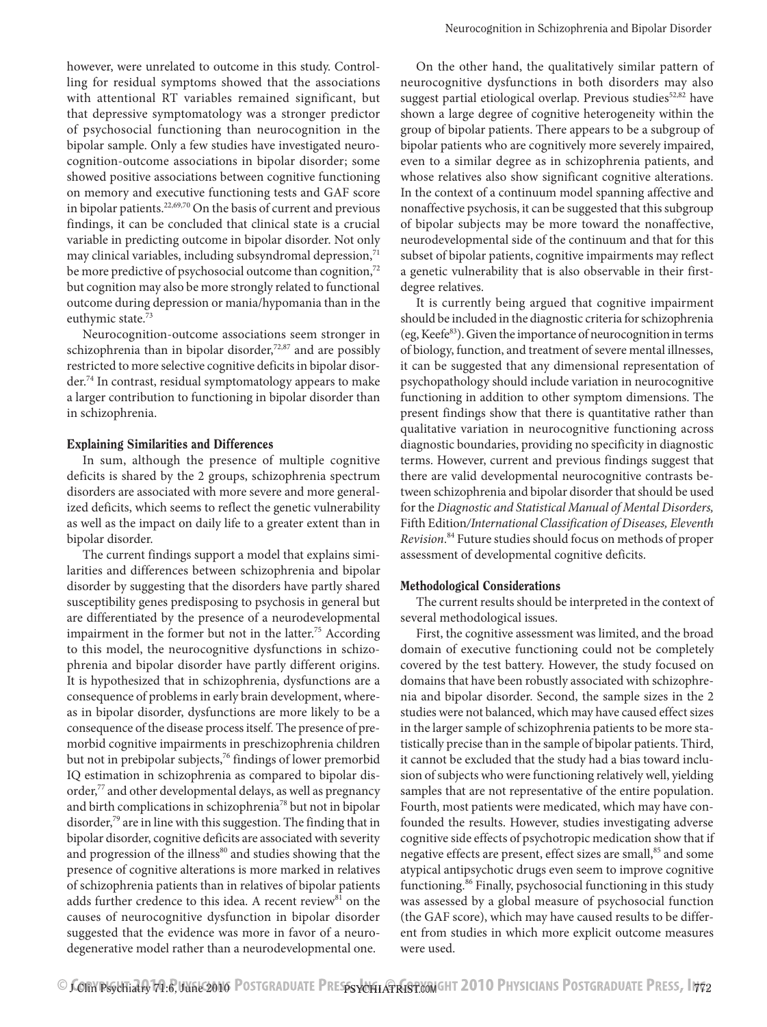however, were unrelated to outcome in this study. Controlling for residual symptoms showed that the associations with attentional RT variables remained significant, but that depressive symptomatology was a stronger predictor of psychosocial functioning than neurocognition in the bipolar sample. Only a few studies have investigated neurocognition-outcome associations in bipolar disorder; some showed positive associations between cognitive functioning on memory and executive functioning tests and GAF score in bipolar patients.[22,69,70] On the basis of current and previous findings, it can be concluded that clinical state is a crucial variable in predicting outcome in bipolar disorder. Not only may clinical variables, including subsyndromal depression,[71] be more predictive of psychosocial outcome than cognition,[72] but cognition may also be more strongly related to functional outcome during depression or mania/hypomania than in the euthymic state.[73]

Neurocognition-outcome associations seem stronger in schizophrenia than in bipolar disorder,[72,87] and are possibly restricted to more selective cognitive deficits in bipolar disorder.[74] In contrast, residual symptomatology appears to make a larger contribution to functioning in bipolar disorder than in schizophrenia.

### Explaining Similarities and Differences

In sum, although the presence of multiple cognitive deficits is shared by the 2 groups, schizophrenia spectrum disorders are associated with more severe and more generalized deficits, which seems to reflect the genetic vulnerability as well as the impact on daily life to a greater extent than in bipolar disorder.

The current findings support a model that explains similarities and differences between schizophrenia and bipolar disorder by suggesting that the disorders have partly shared susceptibility genes predisposing to psychosis in general but are differentiated by the presence of a neurodevelopmental impairment in the former but not in the latter.[75] According to this model, the neurocognitive dysfunctions in schizophrenia and bipolar disorder have partly different origins. It is hypothesized that in schizophrenia, dysfunctions are a consequence of problems in early brain development, whereas in bipolar disorder, dysfunctions are more likely to be a consequence of the disease process itself. The presence of premorbid cognitive impairments in preschizophrenia children but not in prebipolar subjects,[76] findings of lower premorbid IQ estimation in schizophrenia as compared to bipolar disorder,[77] and other developmental delays, as well as pregnancy and birth complications in schizophrenia[78] but not in bipolar disorder,[79] are in line with this suggestion. The finding that in bipolar disorder, cognitive deficits are associated with severity and progression of the illness[80] and studies showing that the presence of cognitive alterations is more marked in relatives of schizophrenia patients than in relatives of bipolar patients adds further credence to this idea. A recent review[81] on the causes of neurocognitive dysfunction in bipolar disorder suggested that the evidence was more in favor of a neurodegenerative model rather than a neurodevelopmental one.

On the other hand, the qualitatively similar pattern of neurocognitive dysfunctions in both disorders may also suggest partial etiological overlap. Previous studies[52,82] have shown a large degree of cognitive heterogeneity within the group of bipolar patients. There appears to be a subgroup of bipolar patients who are cognitively more severely impaired, even to a similar degree as in schizophrenia patients, and whose relatives also show significant cognitive alterations. In the context of a continuum model spanning affective and nonaffective psychosis, it can be suggested that this subgroup of bipolar subjects may be more toward the nonaffective, neurodevelopmental side of the continuum and that for this subset of bipolar patients, cognitive impairments may reflect a genetic vulnerability that is also observable in their first-degree relatives.

It is currently being argued that cognitive impairment should be included in the diagnostic criteria for schizophrenia (eg, Keefe[83]). Given the importance of neurocognition in terms of biology, function, and treatment of severe mental illnesses, it can be suggested that any dimensional representation of psychopathology should include variation in neurocognitive functioning in addition to other symptom dimensions. The present findings show that there is quantitative rather than qualitative variation in neurocognitive functioning across diagnostic boundaries, providing no specificity in diagnostic terms. However, current and previous findings suggest that there are valid developmental neurocognitive contrasts between schizophrenia and bipolar disorder that should be used for the *Diagnostic and Statistical Manual of Mental Disorders,* Fifth Edition/*International Classification of Diseases, Eleventh Revision*.[84] Future studies should focus on methods of proper assessment of developmental cognitive deficits.

### Methodological Considerations

The current results should be interpreted in the context of several methodological issues.

First, the cognitive assessment was limited, and the broad domain of executive functioning could not be completely covered by the test battery. However, the study focused on domains that have been robustly associated with schizophrenia and bipolar disorder. Second, the sample sizes in the 2 studies were not balanced, which may have caused effect sizes in the larger sample of schizophrenia patients to be more statistically precise than in the sample of bipolar patients. Third, it cannot be excluded that the study had a bias toward inclusion of subjects who were functioning relatively well, yielding samples that are not representative of the entire population. Fourth, most patients were medicated, which may have confounded the results. However, studies investigating adverse cognitive side effects of psychotropic medication show that if negative effects are present, effect sizes are small,[85] and some atypical antipsychotic drugs even seem to improve cognitive functioning.[86] Finally, psychosocial functioning in this study was assessed by a global measure of psychosocial function (the GAF score), which may have caused results to be different from studies in which more explicit outcome measures were used.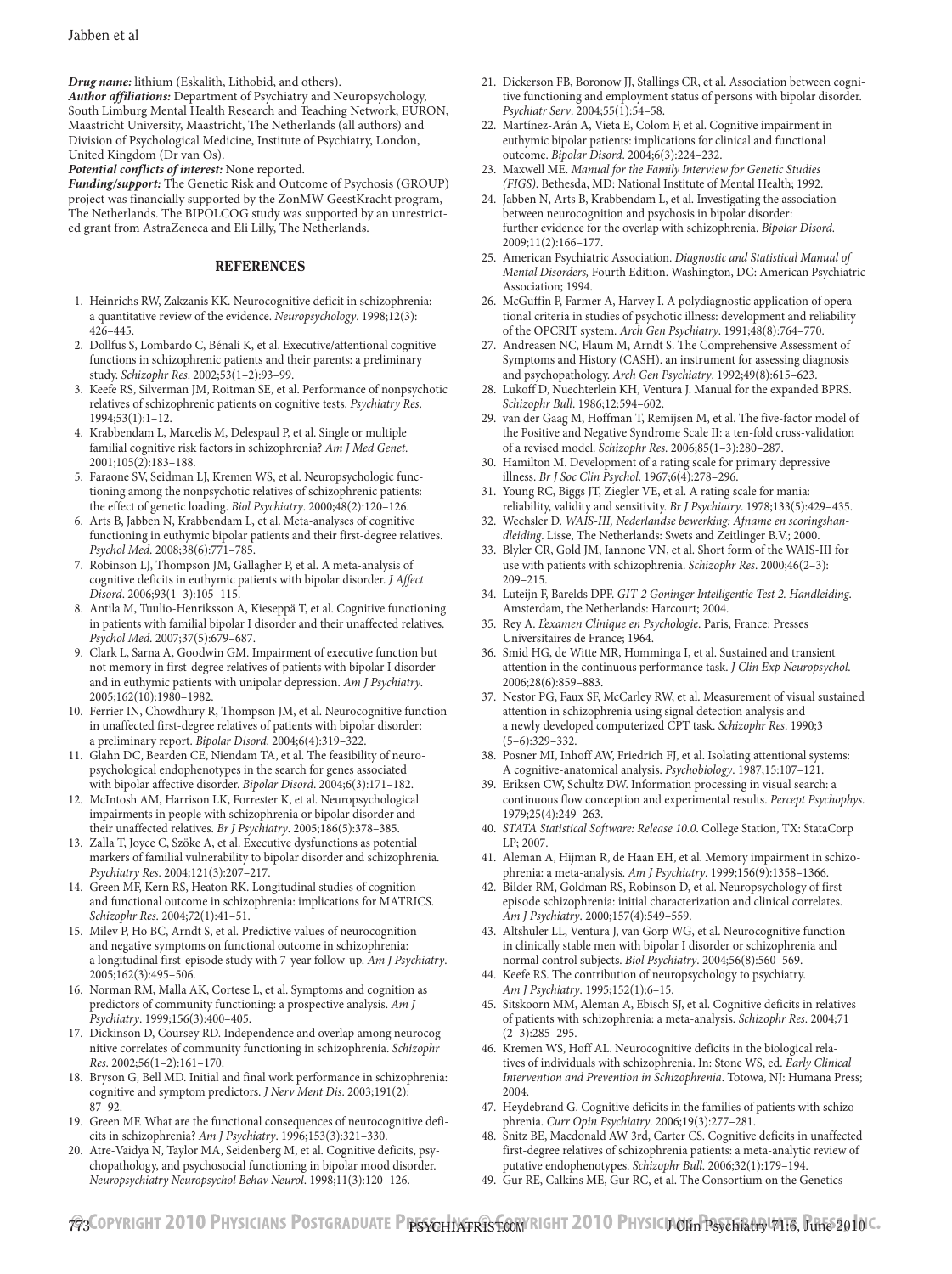***Drug name:*** lithium (Eskalith, Lithobid, and others).
***Author affiliations:*** Department of Psychiatry and Neuropsychology, South Limburg Mental Health Research and Teaching Network, EURON, Maastricht University, Maastricht, The Netherlands (all authors) and Division of Psychological Medicine, Institute of Psychiatry, London, United Kingdom (Dr van Os).
***Potential conflicts of interest:*** None reported.
***Funding/support:*** The Genetic Risk and Outcome of Psychosis (GROUP) project was financially supported by the ZonMW GeestKracht program, The Netherlands. The BIPOLCOG study was supported by an unrestricted grant from AstraZeneca and Eli Lilly, The Netherlands.

## REFERENCES

1. Heinrichs RW, Zakzanis KK. Neurocognitive deficit in schizophrenia: a quantitative review of the evidence. *Neuropsychology*. 1998;12(3):426–445.
2. Dollfus S, Lombardo C, Bénali K, et al. Executive/attentional cognitive functions in schizophrenic patients and their parents: a preliminary study. *Schizophr Res*. 2002;53(1–2):93–99.
3. Keefe RS, Silverman JM, Roitman SE, et al. Performance of nonpsychotic relatives of schizophrenic patients on cognitive tests. *Psychiatry Res*. 1994;53(1):1–12.
4. Krabbendam L, Marcelis M, Delespaul P, et al. Single or multiple familial cognitive risk factors in schizophrenia? *Am J Med Genet*. 2001;105(2):183–188.
5. Faraone SV, Seidman LJ, Kremen WS, et al. Neuropsychologic functioning among the nonpsychotic relatives of schizophrenic patients: the effect of genetic loading. *Biol Psychiatry*. 2000;48(2):120–126.
6. Arts B, Jabben N, Krabbendam L, et al. Meta-analyses of cognitive functioning in euthymic bipolar patients and their first-degree relatives. *Psychol Med*. 2008;38(6):771–785.
7. Robinson LJ, Thompson JM, Gallagher P, et al. A meta-analysis of cognitive deficits in euthymic patients with bipolar disorder. *J Affect Disord*. 2006;93(1–3):105–115.
8. Antila M, Tuulio-Henriksson A, Kieseppä T, et al. Cognitive functioning in patients with familial bipolar I disorder and their unaffected relatives. *Psychol Med*. 2007;37(5):679–687.
9. Clark L, Sarna A, Goodwin GM. Impairment of executive function but not memory in first-degree relatives of patients with bipolar I disorder and in euthymic patients with unipolar depression. *Am J Psychiatry*. 2005;162(10):1980–1982.
10. Ferrier IN, Chowdhury R, Thompson JM, et al. Neurocognitive function in unaffected first-degree relatives of patients with bipolar disorder: a preliminary report. *Bipolar Disord*. 2004;6(4):319–322.
11. Glahn DC, Bearden CE, Niendam TA, et al. The feasibility of neuropsychological endophenotypes in the search for genes associated with bipolar affective disorder. *Bipolar Disord*. 2004;6(3):171–182.
12. McIntosh AM, Harrison LK, Forrester K, et al. Neuropsychological impairments in people with schizophrenia or bipolar disorder and their unaffected relatives. *Br J Psychiatry*. 2005;186(5):378–385.
13. Zalla T, Joyce C, Szöke A, et al. Executive dysfunctions as potential markers of familial vulnerability to bipolar disorder and schizophrenia. *Psychiatry Res*. 2004;121(3):207–217.
14. Green MF, Kern RS, Heaton RK. Longitudinal studies of cognition and functional outcome in schizophrenia: implications for MATRICS. *Schizophr Res*. 2004;72(1):41–51.
15. Milev P, Ho BC, Arndt S, et al. Predictive values of neurocognition and negative symptoms on functional outcome in schizophrenia: a longitudinal first-episode study with 7-year follow-up. *Am J Psychiatry*. 2005;162(3):495–506.
16. Norman RM, Malla AK, Cortese L, et al. Symptoms and cognition as predictors of community functioning: a prospective analysis. *Am J Psychiatry*. 1999;156(3):400–405.
17. Dickinson D, Coursey RD. Independence and overlap among neurocognitive correlates of community functioning in schizophrenia. *Schizophr Res*. 2002;56(1–2):161–170.
18. Bryson G, Bell MD. Initial and final work performance in schizophrenia: cognitive and symptom predictors. *J Nerv Ment Dis*. 2003;191(2):87–92.
19. Green MF. What are the functional consequences of neurocognitive deficits in schizophrenia? *Am J Psychiatry*. 1996;153(3):321–330.
20. Atre-Vaidya N, Taylor MA, Seidenberg M, et al. Cognitive deficits, psychopathology, and psychosocial functioning in bipolar mood disorder. *Neuropsychiatry Neuropsychol Behav Neurol*. 1998;11(3):120–126.
21. Dickerson FB, Boronow JJ, Stallings CR, et al. Association between cognitive functioning and employment status of persons with bipolar disorder. *Psychiatr Serv*. 2004;55(1):54–58.
22. Martínez-Arán A, Vieta E, Colom F, et al. Cognitive impairment in euthymic bipolar patients: implications for clinical and functional outcome. *Bipolar Disord*. 2004;6(3):224–232.
23. Maxwell ME. *Manual for the Family Interview for Genetic Studies (FIGS)*. Bethesda, MD: National Institute of Mental Health; 1992.
24. Jabben N, Arts B, Krabbendam L, et al. Investigating the association between neurocognition and psychosis in bipolar disorder: further evidence for the overlap with schizophrenia. *Bipolar Disord*. 2009;11(2):166–177.
25. American Psychiatric Association. *Diagnostic and Statistical Manual of Mental Disorders,* Fourth Edition. Washington, DC: American Psychiatric Association; 1994.
26. McGuffin P, Farmer A, Harvey I. A polydiagnostic application of operational criteria in studies of psychotic illness: development and reliability of the OPCRIT system. *Arch Gen Psychiatry*. 1991;48(8):764–770.
27. Andreasen NC, Flaum M, Arndt S. The Comprehensive Assessment of Symptoms and History (CASH). an instrument for assessing diagnosis and psychopathology. *Arch Gen Psychiatry*. 1992;49(8):615–623.
28. Lukoff D, Nuechterlein KH, Ventura J. Manual for the expanded BPRS. *Schizophr Bull*. 1986;12:594–602.
29. van der Gaag M, Hoffman T, Remijsen M, et al. The five-factor model of the Positive and Negative Syndrome Scale II: a ten-fold cross-validation of a revised model. *Schizophr Res*. 2006;85(1–3):280–287.
30. Hamilton M. Development of a rating scale for primary depressive illness. *Br J Soc Clin Psychol*. 1967;6(4):278–296.
31. Young RC, Biggs JT, Ziegler VE, et al. A rating scale for mania: reliability, validity and sensitivity. *Br J Psychiatry*. 1978;133(5):429–435.
32. Wechsler D. *WAIS-III, Nederlandse bewerking: Afname en scoringshandleiding*. Lisse, The Netherlands: Swets and Zeitlinger B.V.; 2000.
33. Blyler CR, Gold JM, Iannone VN, et al. Short form of the WAIS-III for use with patients with schizophrenia. *Schizophr Res*. 2000;46(2–3):209–215.
34. Luteijn F, Barelds DPF. *GIT-2 Goninger Intelligentie Test 2. Handleiding*. Amsterdam, the Netherlands: Harcourt; 2004.
35. Rey A. *L'examen Clinique en Psychologie*. Paris, France: Presses Universitaires de France; 1964.
36. Smid HG, de Witte MR, Homminga I, et al. Sustained and transient attention in the continuous performance task. *J Clin Exp Neuropsychol*. 2006;28(6):859–883.
37. Nestor PG, Faux SF, McCarley RW, et al. Measurement of visual sustained attention in schizophrenia using signal detection analysis and a newly developed computerized CPT task. *Schizophr Res*. 1990;3(5–6):329–332.
38. Posner MI, Inhoff AW, Friedrich FJ, et al. Isolating attentional systems: A cognitive-anatomical analysis. *Psychobiology*. 1987;15:107–121.
39. Eriksen CW, Schultz DW. Information processing in visual search: a continuous flow conception and experimental results. *Percept Psychophys*. 1979;25(4):249–263.
40. *STATA Statistical Software: Release 10.0*. College Station, TX: StataCorp LP; 2007.
41. Aleman A, Hijman R, de Haan EH, et al. Memory impairment in schizophrenia: a meta-analysis. *Am J Psychiatry*. 1999;156(9):1358–1366.
42. Bilder RM, Goldman RS, Robinson D, et al. Neuropsychology of first-episode schizophrenia: initial characterization and clinical correlates. *Am J Psychiatry*. 2000;157(4):549–559.
43. Altshuler LL, Ventura J, van Gorp WG, et al. Neurocognitive function in clinically stable men with bipolar I disorder or schizophrenia and normal control subjects. *Biol Psychiatry*. 2004;56(8):560–569.
44. Keefe RS. The contribution of neuropsychology to psychiatry. *Am J Psychiatry*. 1995;152(1):6–15.
45. Sitskoorn MM, Aleman A, Ebisch SJ, et al. Cognitive deficits in relatives of patients with schizophrenia: a meta-analysis. *Schizophr Res*. 2004;71(2–3):285–295.
46. Kremen WS, Hoff AL. Neurocognitive deficits in the biological relatives of individuals with schizophrenia. In: Stone WS, ed. *Early Clinical Intervention and Prevention in Schizophrenia*. Totowa, NJ: Humana Press; 2004.
47. Heydebrand G. Cognitive deficits in the families of patients with schizophrenia. *Curr Opin Psychiatry*. 2006;19(3):277–281.
48. Snitz BE, Macdonald AW 3rd, Carter CS. Cognitive deficits in unaffected first-degree relatives of schizophrenia patients: a meta-analytic review of putative endophenotypes. *Schizophr Bull*. 2006;32(1):179–194.
49. Gur RE, Calkins ME, Gur RC, et al. The Consortium on the Genetics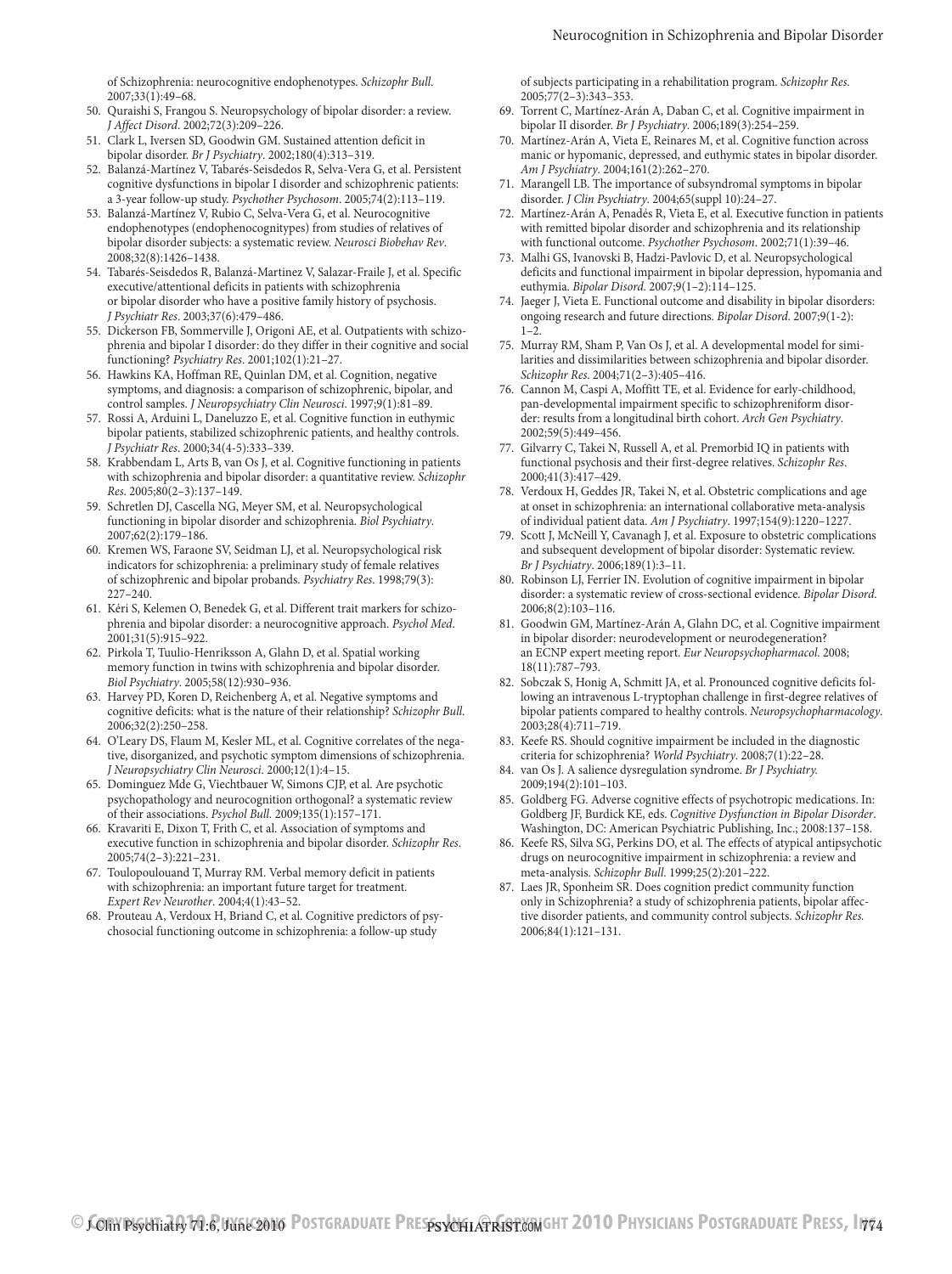of Schizophrenia: neurocognitive endophenotypes. *Schizophr Bull*. 2007;33(1):49–68.

50. Quraishi S, Frangou S. Neuropsychology of bipolar disorder: a review. *J Affect Disord*. 2002;72(3):209–226.
51. Clark L, Iversen SD, Goodwin GM. Sustained attention deficit in bipolar disorder. *Br J Psychiatry*. 2002;180(4):313–319.
52. Balanzá-Martínez V, Tabarés-Seisdedos R, Selva-Vera G, et al. Persistent cognitive dysfunctions in bipolar I disorder and schizophrenic patients: a 3-year follow-up study. *Psychother Psychosom*. 2005;74(2):113–119.
53. Balanzá-Martínez V, Rubio C, Selva-Vera G, et al. Neurocognitive endophenotypes (endophenocognitypes) from studies of relatives of bipolar disorder subjects: a systematic review. *Neurosci Biobehav Rev*. 2008;32(8):1426–1438.
54. Tabarés-Seisdedos R, Balanzá-Martinez V, Salazar-Fraile J, et al. Specific executive/attentional deficits in patients with schizophrenia or bipolar disorder who have a positive family history of psychosis. *J Psychiatr Res*. 2003;37(6):479–486.
55. Dickerson FB, Sommerville J, Origoni AE, et al. Outpatients with schizophrenia and bipolar I disorder: do they differ in their cognitive and social functioning? *Psychiatry Res*. 2001;102(1):21–27.
56. Hawkins KA, Hoffman RE, Quinlan DM, et al. Cognition, negative symptoms, and diagnosis: a comparison of schizophrenic, bipolar, and control samples. *J Neuropsychiatry Clin Neurosci*. 1997;9(1):81–89.
57. Rossi A, Arduini L, Daneluzzo E, et al. Cognitive function in euthymic bipolar patients, stabilized schizophrenic patients, and healthy controls. *J Psychiatr Res*. 2000;34(4-5):333–339.
58. Krabbendam L, Arts B, van Os J, et al. Cognitive functioning in patients with schizophrenia and bipolar disorder: a quantitative review. *Schizophr Res*. 2005;80(2–3):137–149.
59. Schretlen DJ, Cascella NG, Meyer SM, et al. Neuropsychological functioning in bipolar disorder and schizophrenia. *Biol Psychiatry*. 2007;62(2):179–186.
60. Kremen WS, Faraone SV, Seidman LJ, et al. Neuropsychological risk indicators for schizophrenia: a preliminary study of female relatives of schizophrenic and bipolar probands. *Psychiatry Res*. 1998;79(3): 227–240.
61. Kéri S, Kelemen O, Benedek G, et al. Different trait markers for schizophrenia and bipolar disorder: a neurocognitive approach. *Psychol Med*. 2001;31(5):915–922.
62. Pirkola T, Tuulio-Henriksson A, Glahn D, et al. Spatial working memory function in twins with schizophrenia and bipolar disorder. *Biol Psychiatry*. 2005;58(12):930–936.
63. Harvey PD, Koren D, Reichenberg A, et al. Negative symptoms and cognitive deficits: what is the nature of their relationship? *Schizophr Bull*. 2006;32(2):250–258.
64. O'Leary DS, Flaum M, Kesler ML, et al. Cognitive correlates of the negative, disorganized, and psychotic symptom dimensions of schizophrenia. *J Neuropsychiatry Clin Neurosci*. 2000;12(1):4–15.
65. Dominguez Mde G, Viechtbauer W, Simons CJP, et al. Are psychotic psychopathology and neurocognition orthogonal? a systematic review of their associations. *Psychol Bull*. 2009;135(1):157–171.
66. Kravariti E, Dixon T, Frith C, et al. Association of symptoms and executive function in schizophrenia and bipolar disorder. *Schizophr Res*. 2005;74(2–3):221–231.
67. Toulopoulouand T, Murray RM. Verbal memory deficit in patients with schizophrenia: an important future target for treatment. *Expert Rev Neurother*. 2004;4(1):43–52.
68. Prouteau A, Verdoux H, Briand C, et al. Cognitive predictors of psychosocial functioning outcome in schizophrenia: a follow-up study of subjects participating in a rehabilitation program. *Schizophr Res*. 2005;77(2–3):343–353.
69. Torrent C, Martínez-Arán A, Daban C, et al. Cognitive impairment in bipolar II disorder. *Br J Psychiatry*. 2006;189(3):254–259.
70. Martínez-Arán A, Vieta E, Reinares M, et al. Cognitive function across manic or hypomanic, depressed, and euthymic states in bipolar disorder. *Am J Psychiatry*. 2004;161(2):262–270.
71. Marangell LB. The importance of subsyndromal symptoms in bipolar disorder. *J Clin Psychiatry*. 2004;65(suppl 10):24–27.
72. Martínez-Arán A, Penadés R, Vieta E, et al. Executive function in patients with remitted bipolar disorder and schizophrenia and its relationship with functional outcome. *Psychother Psychosom*. 2002;71(1):39–46.
73. Malhi GS, Ivanovski B, Hadzi-Pavlovic D, et al. Neuropsychological deficits and functional impairment in bipolar depression, hypomania and euthymia. *Bipolar Disord*. 2007;9(1–2):114–125.
74. Jaeger J, Vieta E. Functional outcome and disability in bipolar disorders: ongoing research and future directions. *Bipolar Disord*. 2007;9(1-2): 1–2.
75. Murray RM, Sham P, Van Os J, et al. A developmental model for similarities and dissimilarities between schizophrenia and bipolar disorder. *Schizophr Res*. 2004;71(2–3):405–416.
76. Cannon M, Caspi A, Moffitt TE, et al. Evidence for early-childhood, pan-developmental impairment specific to schizophreniform disorder: results from a longitudinal birth cohort. *Arch Gen Psychiatry*. 2002;59(5):449–456.
77. Gilvarry C, Takei N, Russell A, et al. Premorbid IQ in patients with functional psychosis and their first-degree relatives. *Schizophr Res*. 2000;41(3):417–429.
78. Verdoux H, Geddes JR, Takei N, et al. Obstetric complications and age at onset in schizophrenia: an international collaborative meta-analysis of individual patient data. *Am J Psychiatry*. 1997;154(9):1220–1227.
79. Scott J, McNeill Y, Cavanagh J, et al. Exposure to obstetric complications and subsequent development of bipolar disorder: Systematic review. *Br J Psychiatry*. 2006;189(1):3–11.
80. Robinson LJ, Ferrier IN. Evolution of cognitive impairment in bipolar disorder: a systematic review of cross-sectional evidence. *Bipolar Disord*. 2006;8(2):103–116.
81. Goodwin GM, Martínez-Arán A, Glahn DC, et al. Cognitive impairment in bipolar disorder: neurodevelopment or neurodegeneration? an ECNP expert meeting report. *Eur Neuropsychopharmacol*. 2008; 18(11):787–793.
82. Sobczak S, Honig A, Schmitt JA, et al. Pronounced cognitive deficits following an intravenous L-tryptophan challenge in first-degree relatives of bipolar patients compared to healthy controls. *Neuropsychopharmacology*. 2003;28(4):711–719.
83. Keefe RS. Should cognitive impairment be included in the diagnostic criteria for schizophrenia? *World Psychiatry*. 2008;7(1):22–28.
84. van Os J. A salience dysregulation syndrome. *Br J Psychiatry*. 2009;194(2):101–103.
85. Goldberg FG. Adverse cognitive effects of psychotropic medications. In: Goldberg JF, Burdick KE, eds. *Cognitive Dysfunction in Bipolar Disorder*. Washington, DC: American Psychiatric Publishing, Inc.; 2008:137–158.
86. Keefe RS, Silva SG, Perkins DO, et al. The effects of atypical antipsychotic drugs on neurocognitive impairment in schizophrenia: a review and meta-analysis. *Schizophr Bull*. 1999;25(2):201–222.
87. Laes JR, Sponheim SR. Does cognition predict community function only in Schizophrenia? a study of schizophrenia patients, bipolar affective disorder patients, and community control subjects. *Schizophr Res.* 2006;84(1):121–131.